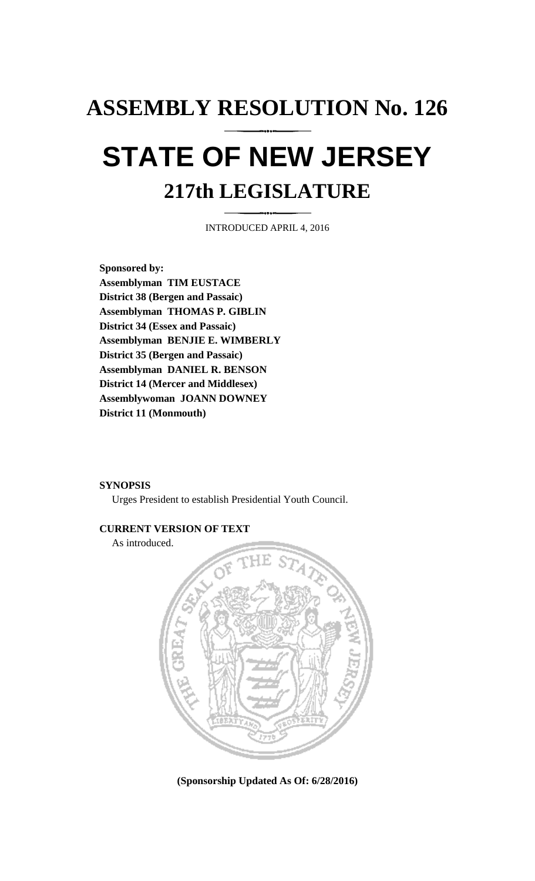# ASSEMBLY RESOLUTION No. 126

# STATE OF NEW JERSEY

## 217th LEGISLATURE

INTRODUCED APRIL 4, 2016

**Sponsored by:**
**Assemblyman TIM EUSTACE**
**District 38 (Bergen and Passaic)**
**Assemblyman THOMAS P. GIBLIN**
**District 34 (Essex and Passaic)**
**Assemblyman BENJIE E. WIMBERLY**
**District 35 (Bergen and Passaic)**
**Assemblyman DANIEL R. BENSON**
**District 14 (Mercer and Middlesex)**
**Assemblywoman JOANN DOWNEY**
**District 11 (Monmouth)**

**SYNOPSIS**

Urges President to establish Presidential Youth Council.

**CURRENT VERSION OF TEXT**

As introduced.

**(Sponsorship Updated As Of: 6/28/2016)**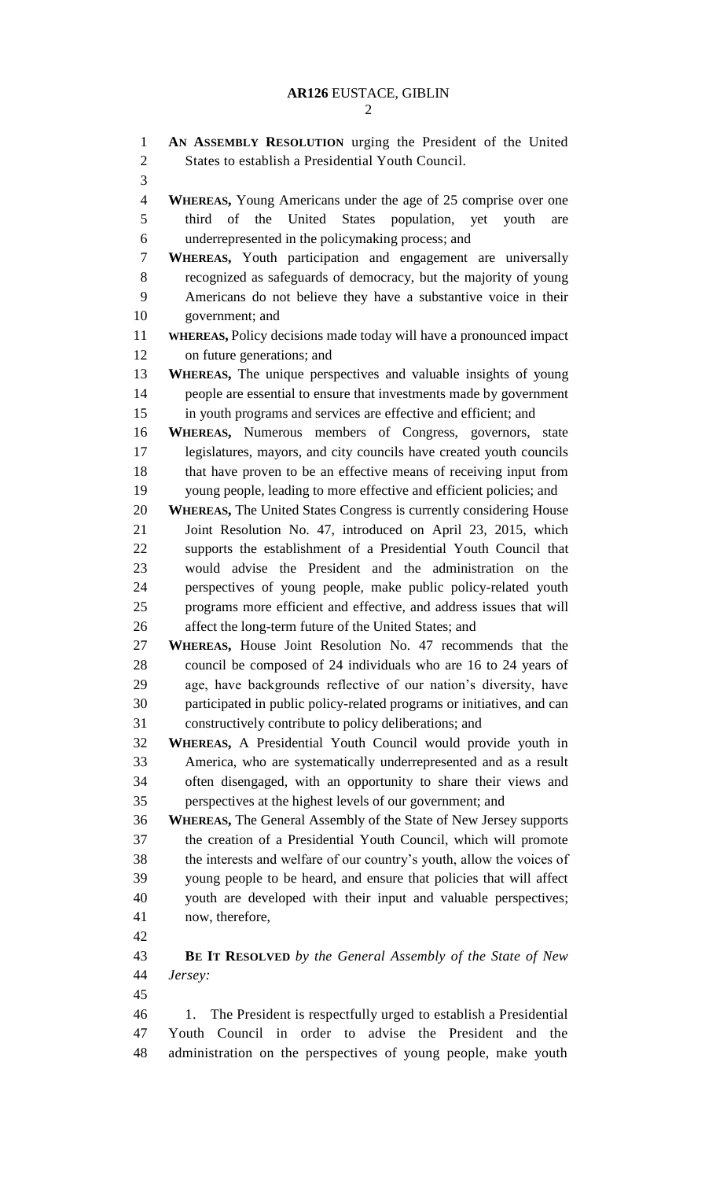**AN ASSEMBLY RESOLUTION** urging the President of the United States to establish a Presidential Youth Council.

**WHEREAS,** Young Americans under the age of 25 comprise over one third of the United States population, yet youth are underrepresented in the policymaking process; and

**WHEREAS,** Youth participation and engagement are universally recognized as safeguards of democracy, but the majority of young Americans do not believe they have a substantive voice in their government; and

**WHEREAS,** Policy decisions made today will have a pronounced impact on future generations; and

**WHEREAS,** The unique perspectives and valuable insights of young people are essential to ensure that investments made by government in youth programs and services are effective and efficient; and

**WHEREAS,** Numerous members of Congress, governors, state legislatures, mayors, and city councils have created youth councils that have proven to be an effective means of receiving input from young people, leading to more effective and efficient policies; and

**WHEREAS,** The United States Congress is currently considering House Joint Resolution No. 47, introduced on April 23, 2015, which supports the establishment of a Presidential Youth Council that would advise the President and the administration on the perspectives of young people, make public policy-related youth programs more efficient and effective, and address issues that will affect the long-term future of the United States; and

**WHEREAS,** House Joint Resolution No. 47 recommends that the council be composed of 24 individuals who are 16 to 24 years of age, have backgrounds reflective of our nation's diversity, have participated in public policy-related programs or initiatives, and can constructively contribute to policy deliberations; and

**WHEREAS,** A Presidential Youth Council would provide youth in America, who are systematically underrepresented and as a result often disengaged, with an opportunity to share their views and perspectives at the highest levels of our government; and

**WHEREAS,** The General Assembly of the State of New Jersey supports the creation of a Presidential Youth Council, which will promote the interests and welfare of our country's youth, allow the voices of young people to be heard, and ensure that policies that will affect youth are developed with their input and valuable perspectives; now, therefore,

**BE IT RESOLVED** *by the General Assembly of the State of New Jersey:*

1. The President is respectfully urged to establish a Presidential Youth Council in order to advise the President and the administration on the perspectives of young people, make youth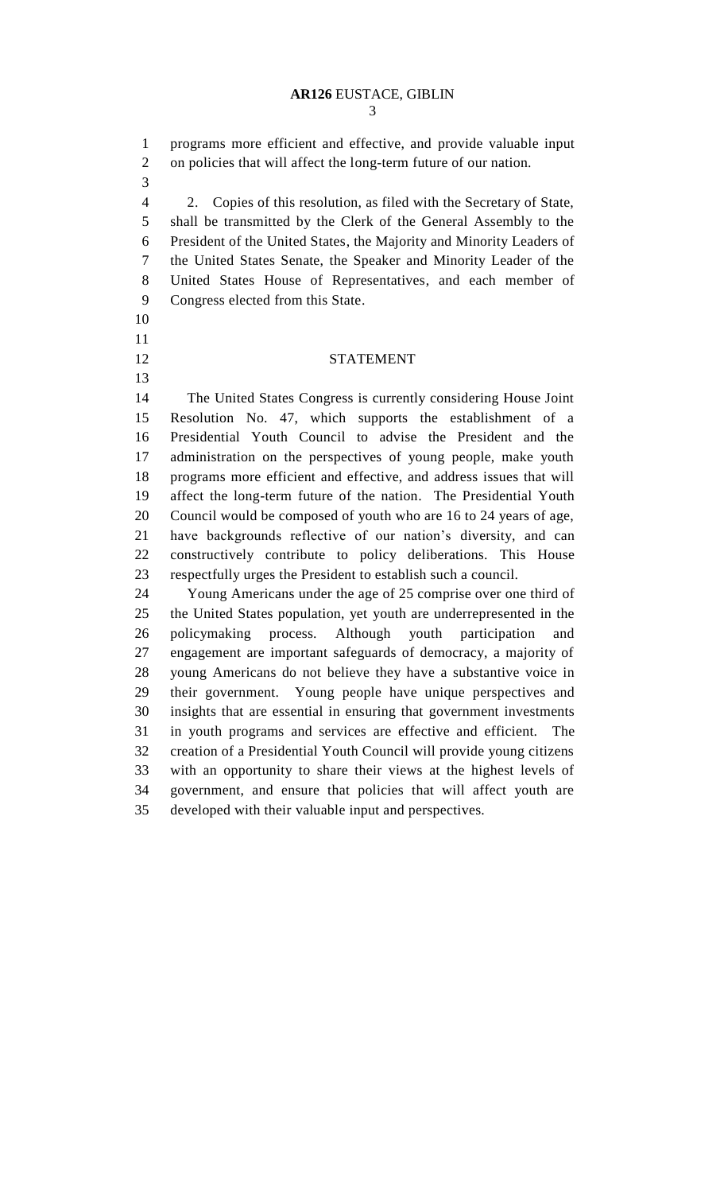programs more efficient and effective, and provide valuable input on policies that will affect the long-term future of our nation.

2. Copies of this resolution, as filed with the Secretary of State, shall be transmitted by the Clerk of the General Assembly to the President of the United States, the Majority and Minority Leaders of the United States Senate, the Speaker and Minority Leader of the United States House of Representatives, and each member of Congress elected from this State.

## STATEMENT

The United States Congress is currently considering House Joint Resolution No. 47, which supports the establishment of a Presidential Youth Council to advise the President and the administration on the perspectives of young people, make youth programs more efficient and effective, and address issues that will affect the long-term future of the nation. The Presidential Youth Council would be composed of youth who are 16 to 24 years of age, have backgrounds reflective of our nation's diversity, and can constructively contribute to policy deliberations. This House respectfully urges the President to establish such a council.

Young Americans under the age of 25 comprise over one third of the United States population, yet youth are underrepresented in the policymaking process. Although youth participation and engagement are important safeguards of democracy, a majority of young Americans do not believe they have a substantive voice in their government. Young people have unique perspectives and insights that are essential in ensuring that government investments in youth programs and services are effective and efficient. The creation of a Presidential Youth Council will provide young citizens with an opportunity to share their views at the highest levels of government, and ensure that policies that will affect youth are developed with their valuable input and perspectives.